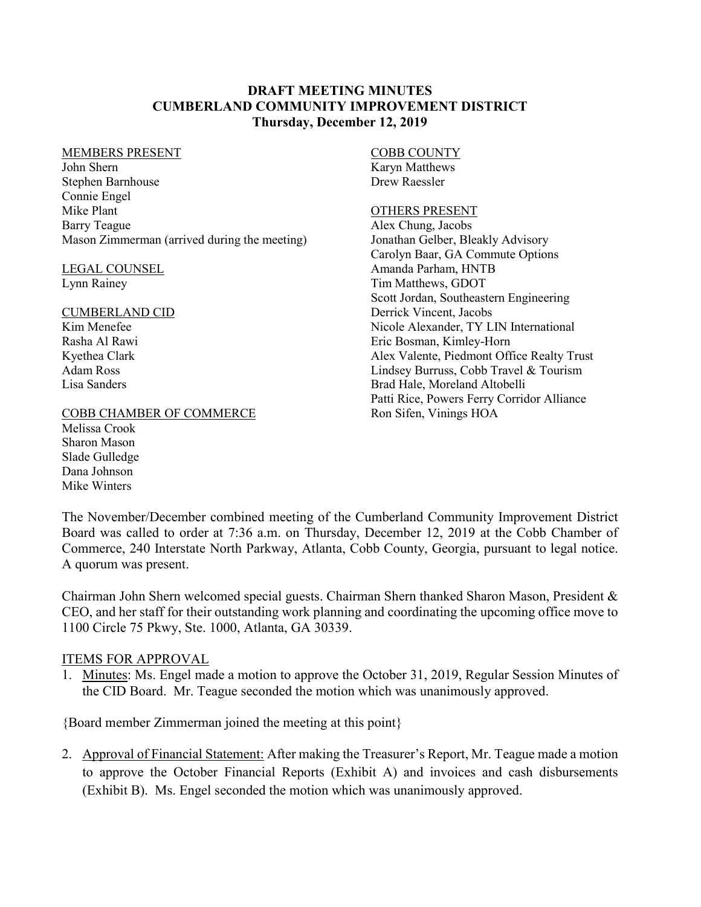# DRAFT MEETING MINUTES
## CUMBERLAND COMMUNITY IMPROVEMENT DISTRICT
### Thursday, December 12, 2019

MEMBERS PRESENT
John Shern
Stephen Barnhouse
Connie Engel
Mike Plant
Barry Teague
Mason Zimmerman (arrived during the meeting)

LEGAL COUNSEL
Lynn Rainey

CUMBERLAND CID
Kim Menefee
Rasha Al Rawi
Kyethea Clark
Adam Ross
Lisa Sanders

COBB CHAMBER OF COMMERCE
Melissa Crook
Sharon Mason
Slade Gulledge
Dana Johnson
Mike Winters

COBB COUNTY
Karyn Matthews
Drew Raessler

OTHERS PRESENT
Alex Chung, Jacobs
Jonathan Gelber, Bleakly Advisory
Carolyn Baar, GA Commute Options
Amanda Parham, HNTB
Tim Matthews, GDOT
Scott Jordan, Southeastern Engineering
Derrick Vincent, Jacobs
Nicole Alexander, TY LIN International
Eric Bosman, Kimley-Horn
Alex Valente, Piedmont Office Realty Trust
Lindsey Burruss, Cobb Travel & Tourism
Brad Hale, Moreland Altobelli
Patti Rice, Powers Ferry Corridor Alliance
Ron Sifen, Vinings HOA

The November/December combined meeting of the Cumberland Community Improvement District Board was called to order at 7:36 a.m. on Thursday, December 12, 2019 at the Cobb Chamber of Commerce, 240 Interstate North Parkway, Atlanta, Cobb County, Georgia, pursuant to legal notice. A quorum was present.

Chairman John Shern welcomed special guests. Chairman Shern thanked Sharon Mason, President & CEO, and her staff for their outstanding work planning and coordinating the upcoming office move to 1100 Circle 75 Pkwy, Ste. 1000, Atlanta, GA 30339.

ITEMS FOR APPROVAL

1. Minutes: Ms. Engel made a motion to approve the October 31, 2019, Regular Session Minutes of the CID Board. Mr. Teague seconded the motion which was unanimously approved.

{Board member Zimmerman joined the meeting at this point}

2. Approval of Financial Statement: After making the Treasurer's Report, Mr. Teague made a motion to approve the October Financial Reports (Exhibit A) and invoices and cash disbursements (Exhibit B). Ms. Engel seconded the motion which was unanimously approved.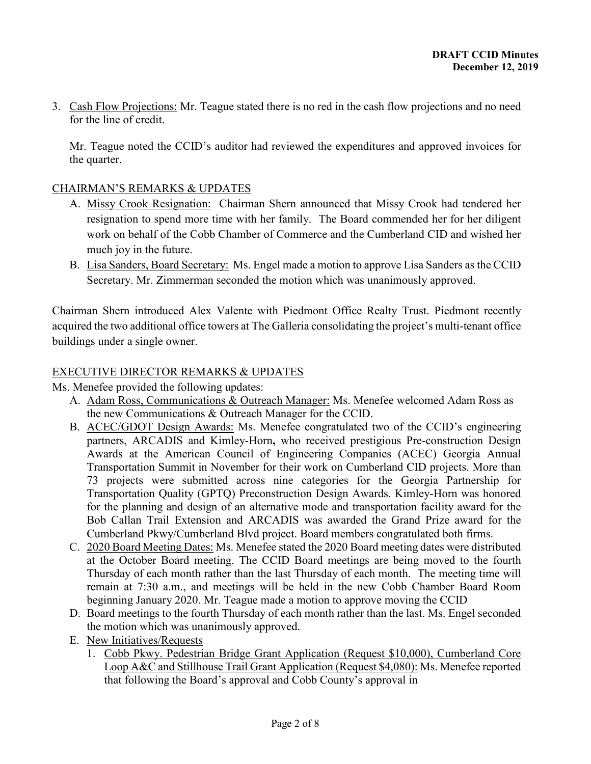3. <u>Cash Flow Projections:</u> Mr. Teague stated there is no red in the cash flow projections and no need for the line of credit.

   Mr. Teague noted the CCID's auditor had reviewed the expenditures and approved invoices for the quarter.

<u>CHAIRMAN'S REMARKS & UPDATES</u>

A. <u>Missy Crook Resignation:</u> Chairman Shern announced that Missy Crook had tendered her resignation to spend more time with her family. The Board commended her for her diligent work on behalf of the Cobb Chamber of Commerce and the Cumberland CID and wished her much joy in the future.
B. <u>Lisa Sanders, Board Secretary:</u> Ms. Engel made a motion to approve Lisa Sanders as the CCID Secretary. Mr. Zimmerman seconded the motion which was unanimously approved.

Chairman Shern introduced Alex Valente with Piedmont Office Realty Trust. Piedmont recently acquired the two additional office towers at The Galleria consolidating the project's multi-tenant office buildings under a single owner.

<u>EXECUTIVE DIRECTOR REMARKS & UPDATES</u>

Ms. Menefee provided the following updates:

A. <u>Adam Ross, Communications & Outreach Manager:</u> Ms. Menefee welcomed Adam Ross as the new Communications & Outreach Manager for the CCID.
B. <u>ACEC/GDOT Design Awards:</u> Ms. Menefee congratulated two of the CCID's engineering partners, ARCADIS and Kimley-Horn**,** who received prestigious Pre-construction Design Awards at the American Council of Engineering Companies (ACEC) Georgia Annual Transportation Summit in November for their work on Cumberland CID projects. More than 73 projects were submitted across nine categories for the Georgia Partnership for Transportation Quality (GPTQ) Preconstruction Design Awards. Kimley-Horn was honored for the planning and design of an alternative mode and transportation facility award for the Bob Callan Trail Extension and ARCADIS was awarded the Grand Prize award for the Cumberland Pkwy/Cumberland Blvd project. Board members congratulated both firms.
C. <u>2020 Board Meeting Dates:</u> Ms. Menefee stated the 2020 Board meeting dates were distributed at the October Board meeting. The CCID Board meetings are being moved to the fourth Thursday of each month rather than the last Thursday of each month. The meeting time will remain at 7:30 a.m., and meetings will be held in the new Cobb Chamber Board Room beginning January 2020. Mr. Teague made a motion to approve moving the CCID
D. Board meetings to the fourth Thursday of each month rather than the last. Ms. Engel seconded the motion which was unanimously approved.
E. <u>New Initiatives/Requests</u>
   1. <u>Cobb Pkwy. Pedestrian Bridge Grant Application (Request $10,000), Cumberland Core Loop A&C and Stillhouse Trail Grant Application (Request $4,080):</u> Ms. Menefee reported that following the Board's approval and Cobb County's approval in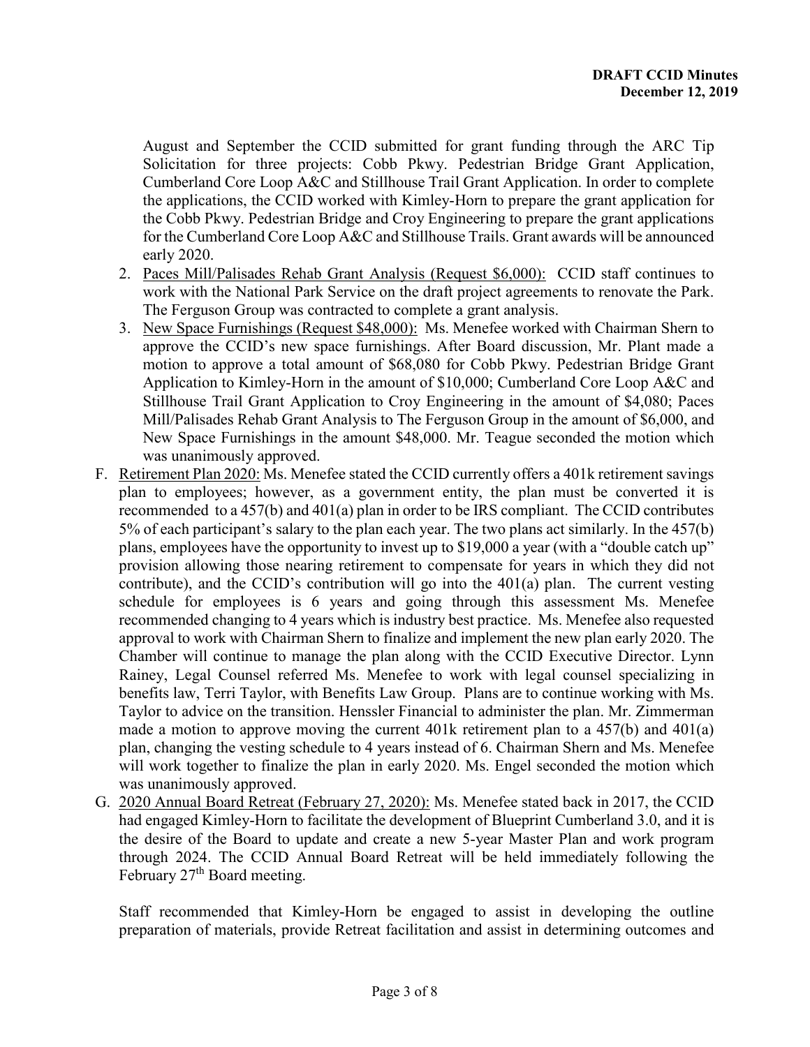August and September the CCID submitted for grant funding through the ARC Tip Solicitation for three projects: Cobb Pkwy. Pedestrian Bridge Grant Application, Cumberland Core Loop A&C and Stillhouse Trail Grant Application. In order to complete the applications, the CCID worked with Kimley-Horn to prepare the grant application for the Cobb Pkwy. Pedestrian Bridge and Croy Engineering to prepare the grant applications for the Cumberland Core Loop A&C and Stillhouse Trails. Grant awards will be announced early 2020.

2. Paces Mill/Palisades Rehab Grant Analysis (Request $6,000): CCID staff continues to work with the National Park Service on the draft project agreements to renovate the Park. The Ferguson Group was contracted to complete a grant analysis.
3. New Space Furnishings (Request $48,000): Ms. Menefee worked with Chairman Shern to approve the CCID's new space furnishings. After Board discussion, Mr. Plant made a motion to approve a total amount of $68,080 for Cobb Pkwy. Pedestrian Bridge Grant Application to Kimley-Horn in the amount of $10,000; Cumberland Core Loop A&C and Stillhouse Trail Grant Application to Croy Engineering in the amount of $4,080; Paces Mill/Palisades Rehab Grant Analysis to The Ferguson Group in the amount of $6,000, and New Space Furnishings in the amount $48,000. Mr. Teague seconded the motion which was unanimously approved.

F. Retirement Plan 2020: Ms. Menefee stated the CCID currently offers a 401k retirement savings plan to employees; however, as a government entity, the plan must be converted it is recommended to a 457(b) and 401(a) plan in order to be IRS compliant. The CCID contributes 5% of each participant's salary to the plan each year. The two plans act similarly. In the 457(b) plans, employees have the opportunity to invest up to $19,000 a year (with a "double catch up" provision allowing those nearing retirement to compensate for years in which they did not contribute), and the CCID's contribution will go into the 401(a) plan. The current vesting schedule for employees is 6 years and going through this assessment Ms. Menefee recommended changing to 4 years which is industry best practice. Ms. Menefee also requested approval to work with Chairman Shern to finalize and implement the new plan early 2020. The Chamber will continue to manage the plan along with the CCID Executive Director. Lynn Rainey, Legal Counsel referred Ms. Menefee to work with legal counsel specializing in benefits law, Terri Taylor, with Benefits Law Group. Plans are to continue working with Ms. Taylor to advice on the transition. Henssler Financial to administer the plan. Mr. Zimmerman made a motion to approve moving the current 401k retirement plan to a 457(b) and 401(a) plan, changing the vesting schedule to 4 years instead of 6. Chairman Shern and Ms. Menefee will work together to finalize the plan in early 2020. Ms. Engel seconded the motion which was unanimously approved.

G. 2020 Annual Board Retreat (February 27, 2020): Ms. Menefee stated back in 2017, the CCID had engaged Kimley-Horn to facilitate the development of Blueprint Cumberland 3.0, and it is the desire of the Board to update and create a new 5-year Master Plan and work program through 2024. The CCID Annual Board Retreat will be held immediately following the February 27th Board meeting.

Staff recommended that Kimley-Horn be engaged to assist in developing the outline preparation of materials, provide Retreat facilitation and assist in determining outcomes and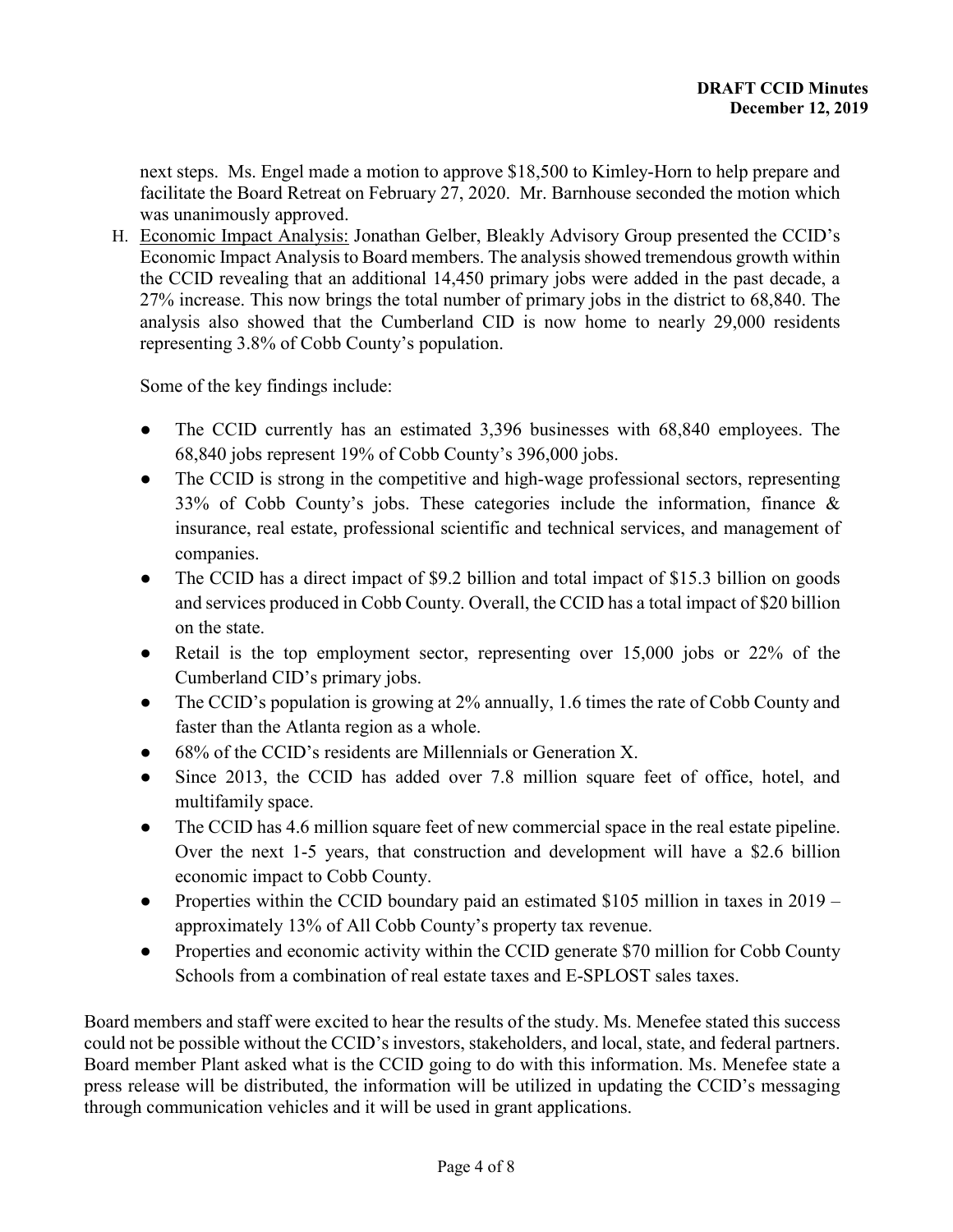next steps. Ms. Engel made a motion to approve $18,500 to Kimley-Horn to help prepare and facilitate the Board Retreat on February 27, 2020. Mr. Barnhouse seconded the motion which was unanimously approved.

H. <u>Economic Impact Analysis:</u> Jonathan Gelber, Bleakly Advisory Group presented the CCID's Economic Impact Analysis to Board members. The analysis showed tremendous growth within the CCID revealing that an additional 14,450 primary jobs were added in the past decade, a 27% increase. This now brings the total number of primary jobs in the district to 68,840. The analysis also showed that the Cumberland CID is now home to nearly 29,000 residents representing 3.8% of Cobb County's population.

   Some of the key findings include:

   - The CCID currently has an estimated 3,396 businesses with 68,840 employees. The 68,840 jobs represent 19% of Cobb County's 396,000 jobs.
   - The CCID is strong in the competitive and high-wage professional sectors, representing 33% of Cobb County's jobs. These categories include the information, finance & insurance, real estate, professional scientific and technical services, and management of companies.
   - The CCID has a direct impact of $9.2 billion and total impact of $15.3 billion on goods and services produced in Cobb County. Overall, the CCID has a total impact of $20 billion on the state.
   - Retail is the top employment sector, representing over 15,000 jobs or 22% of the Cumberland CID's primary jobs.
   - The CCID's population is growing at 2% annually, 1.6 times the rate of Cobb County and faster than the Atlanta region as a whole.
   - 68% of the CCID's residents are Millennials or Generation X.
   - Since 2013, the CCID has added over 7.8 million square feet of office, hotel, and multifamily space.
   - The CCID has 4.6 million square feet of new commercial space in the real estate pipeline. Over the next 1-5 years, that construction and development will have a $2.6 billion economic impact to Cobb County.
   - Properties within the CCID boundary paid an estimated $105 million in taxes in 2019 – approximately 13% of All Cobb County's property tax revenue.
   - Properties and economic activity within the CCID generate $70 million for Cobb County Schools from a combination of real estate taxes and E-SPLOST sales taxes.

Board members and staff were excited to hear the results of the study. Ms. Menefee stated this success could not be possible without the CCID's investors, stakeholders, and local, state, and federal partners. Board member Plant asked what is the CCID going to do with this information. Ms. Menefee state a press release will be distributed, the information will be utilized in updating the CCID's messaging through communication vehicles and it will be used in grant applications.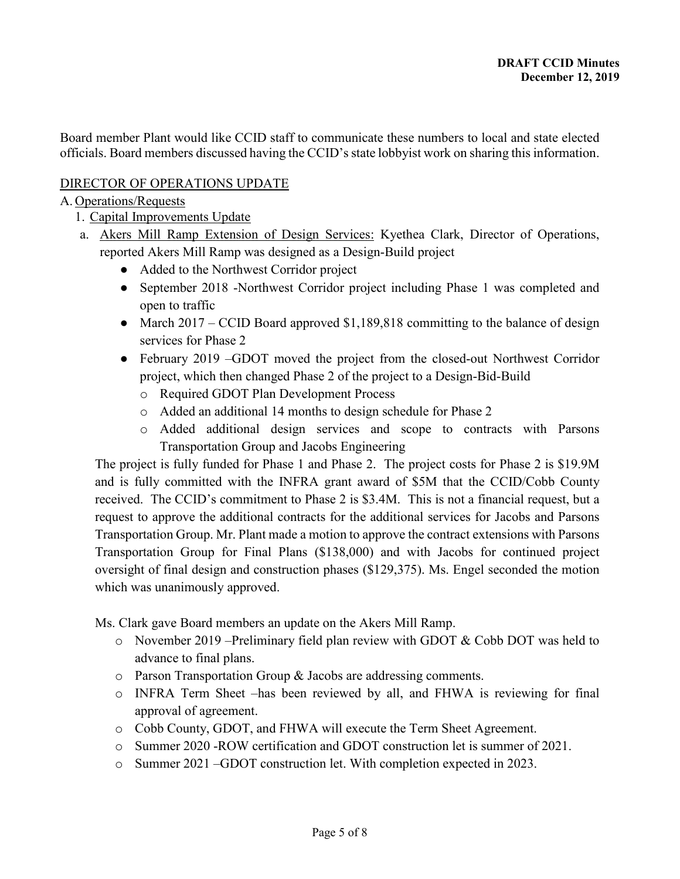Board member Plant would like CCID staff to communicate these numbers to local and state elected officials. Board members discussed having the CCID's state lobbyist work on sharing this information.

## DIRECTOR OF OPERATIONS UPDATE

A. Operations/Requests

1. Capital Improvements Update

a. Akers Mill Ramp Extension of Design Services: Kyethea Clark, Director of Operations, reported Akers Mill Ramp was designed as a Design-Build project

- Added to the Northwest Corridor project
- September 2018 -Northwest Corridor project including Phase 1 was completed and open to traffic
- March 2017 – CCID Board approved $1,189,818 committing to the balance of design services for Phase 2
- February 2019 –GDOT moved the project from the closed-out Northwest Corridor project, which then changed Phase 2 of the project to a Design-Bid-Build
  - Required GDOT Plan Development Process
  - Added an additional 14 months to design schedule for Phase 2
  - Added additional design services and scope to contracts with Parsons Transportation Group and Jacobs Engineering

The project is fully funded for Phase 1 and Phase 2. The project costs for Phase 2 is $19.9M and is fully committed with the INFRA grant award of $5M that the CCID/Cobb County received. The CCID's commitment to Phase 2 is $3.4M. This is not a financial request, but a request to approve the additional contracts for the additional services for Jacobs and Parsons Transportation Group. Mr. Plant made a motion to approve the contract extensions with Parsons Transportation Group for Final Plans ($138,000) and with Jacobs for continued project oversight of final design and construction phases ($129,375). Ms. Engel seconded the motion which was unanimously approved.

Ms. Clark gave Board members an update on the Akers Mill Ramp.

- November 2019 –Preliminary field plan review with GDOT & Cobb DOT was held to advance to final plans.
- Parson Transportation Group & Jacobs are addressing comments.
- INFRA Term Sheet –has been reviewed by all, and FHWA is reviewing for final approval of agreement.
- Cobb County, GDOT, and FHWA will execute the Term Sheet Agreement.
- Summer 2020 -ROW certification and GDOT construction let is summer of 2021.
- Summer 2021 –GDOT construction let. With completion expected in 2023.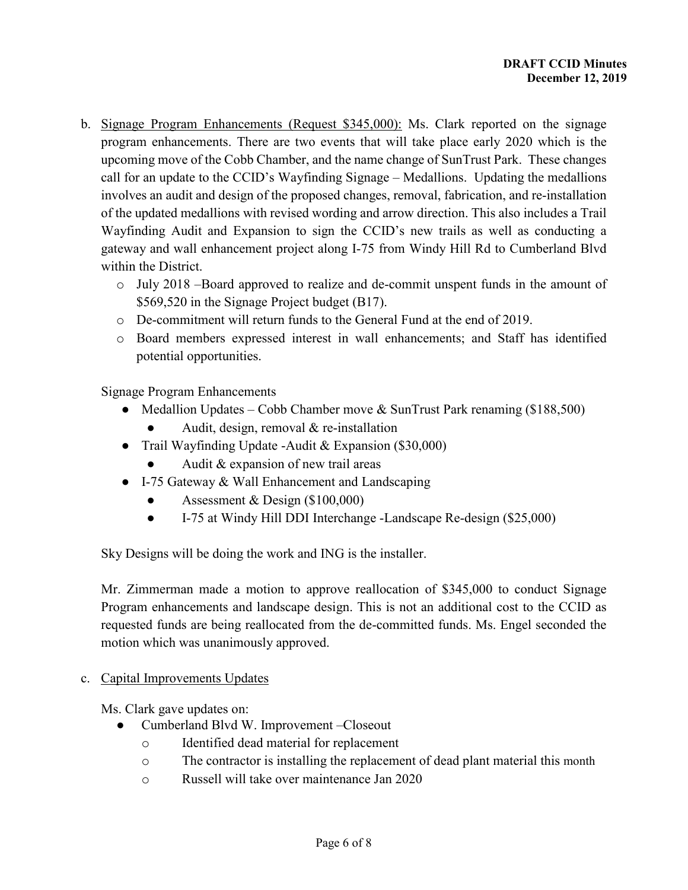b. Signage Program Enhancements (Request $345,000): Ms. Clark reported on the signage program enhancements. There are two events that will take place early 2020 which is the upcoming move of the Cobb Chamber, and the name change of SunTrust Park. These changes call for an update to the CCID's Wayfinding Signage – Medallions. Updating the medallions involves an audit and design of the proposed changes, removal, fabrication, and re-installation of the updated medallions with revised wording and arrow direction. This also includes a Trail Wayfinding Audit and Expansion to sign the CCID's new trails as well as conducting a gateway and wall enhancement project along I-75 from Windy Hill Rd to Cumberland Blvd within the District.

   - July 2018 –Board approved to realize and de-commit unspent funds in the amount of $569,520 in the Signage Project budget (B17).
   - De-commitment will return funds to the General Fund at the end of 2019.
   - Board members expressed interest in wall enhancements; and Staff has identified potential opportunities.

   Signage Program Enhancements

   - Medallion Updates – Cobb Chamber move & SunTrust Park renaming ($188,500)
     - Audit, design, removal & re-installation
   - Trail Wayfinding Update -Audit & Expansion ($30,000)
     - Audit & expansion of new trail areas
   - I-75 Gateway & Wall Enhancement and Landscaping
     - Assessment & Design ($100,000)
     - I-75 at Windy Hill DDI Interchange -Landscape Re-design ($25,000)

   Sky Designs will be doing the work and ING is the installer.

   Mr. Zimmerman made a motion to approve reallocation of $345,000 to conduct Signage Program enhancements and landscape design. This is not an additional cost to the CCID as requested funds are being reallocated from the de-committed funds. Ms. Engel seconded the motion which was unanimously approved.

c. Capital Improvements Updates

   Ms. Clark gave updates on:

   - Cumberland Blvd W. Improvement –Closeout
     - Identified dead material for replacement
     - The contractor is installing the replacement of dead plant material this month
     - Russell will take over maintenance Jan 2020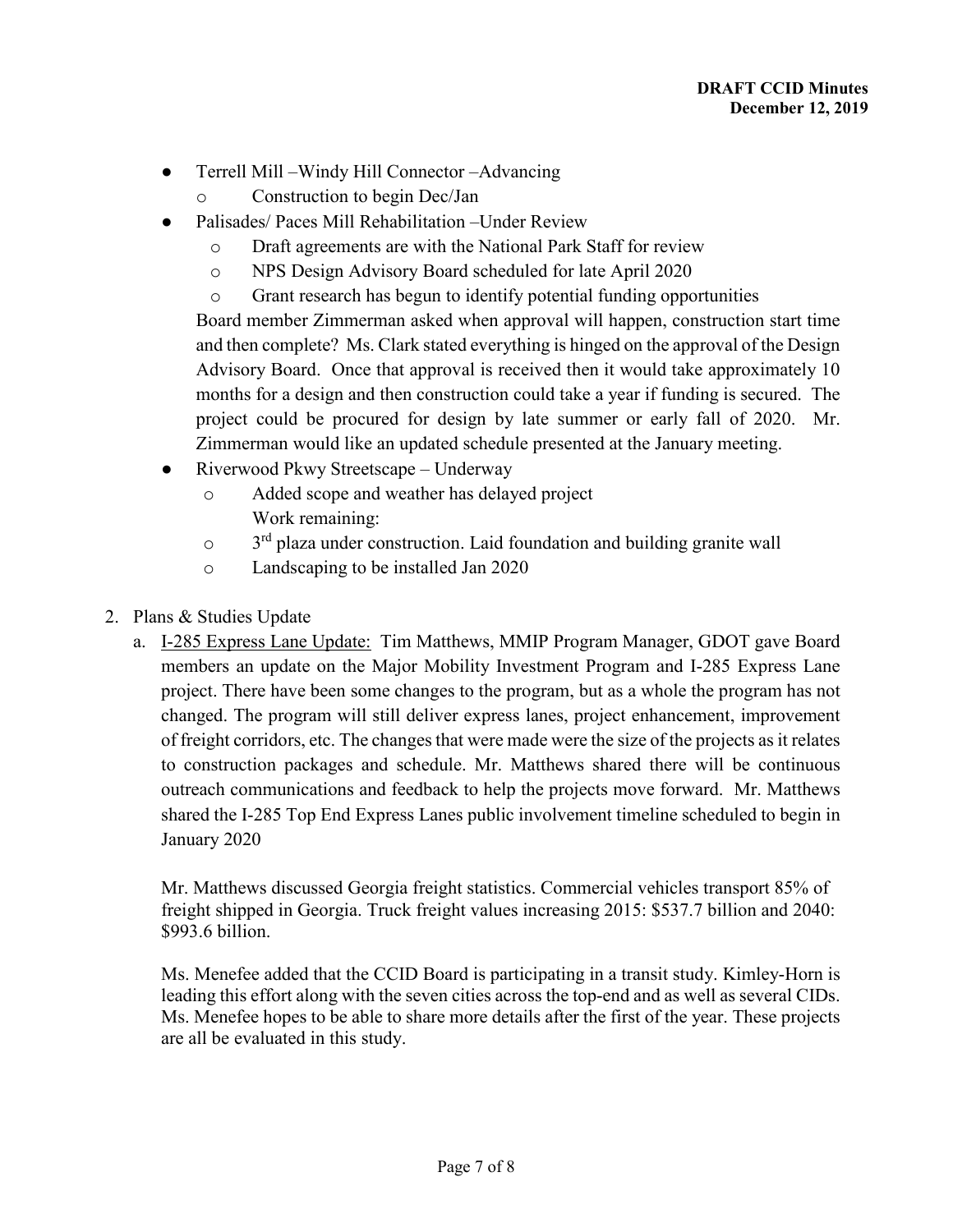- Terrell Mill –Windy Hill Connector –Advancing
  - Construction to begin Dec/Jan
- Palisades/ Paces Mill Rehabilitation –Under Review
  - Draft agreements are with the National Park Staff for review
  - NPS Design Advisory Board scheduled for late April 2020
  - Grant research has begun to identify potential funding opportunities

  Board member Zimmerman asked when approval will happen, construction start time and then complete? Ms. Clark stated everything is hinged on the approval of the Design Advisory Board. Once that approval is received then it would take approximately 10 months for a design and then construction could take a year if funding is secured. The project could be procured for design by late summer or early fall of 2020. Mr. Zimmerman would like an updated schedule presented at the January meeting.
- Riverwood Pkwy Streetscape – Underway
  - Added scope and weather has delayed project

    Work remaining:
  - 3rd plaza under construction. Laid foundation and building granite wall
  - Landscaping to be installed Jan 2020

2. Plans & Studies Update
   a. I-285 Express Lane Update: Tim Matthews, MMIP Program Manager, GDOT gave Board members an update on the Major Mobility Investment Program and I-285 Express Lane project. There have been some changes to the program, but as a whole the program has not changed. The program will still deliver express lanes, project enhancement, improvement of freight corridors, etc. The changes that were made were the size of the projects as it relates to construction packages and schedule. Mr. Matthews shared there will be continuous outreach communications and feedback to help the projects move forward. Mr. Matthews shared the I-285 Top End Express Lanes public involvement timeline scheduled to begin in January 2020

      Mr. Matthews discussed Georgia freight statistics. Commercial vehicles transport 85% of freight shipped in Georgia. Truck freight values increasing 2015: $537.7 billion and 2040: $993.6 billion.

      Ms. Menefee added that the CCID Board is participating in a transit study. Kimley-Horn is leading this effort along with the seven cities across the top-end and as well as several CIDs. Ms. Menefee hopes to be able to share more details after the first of the year. These projects are all be evaluated in this study.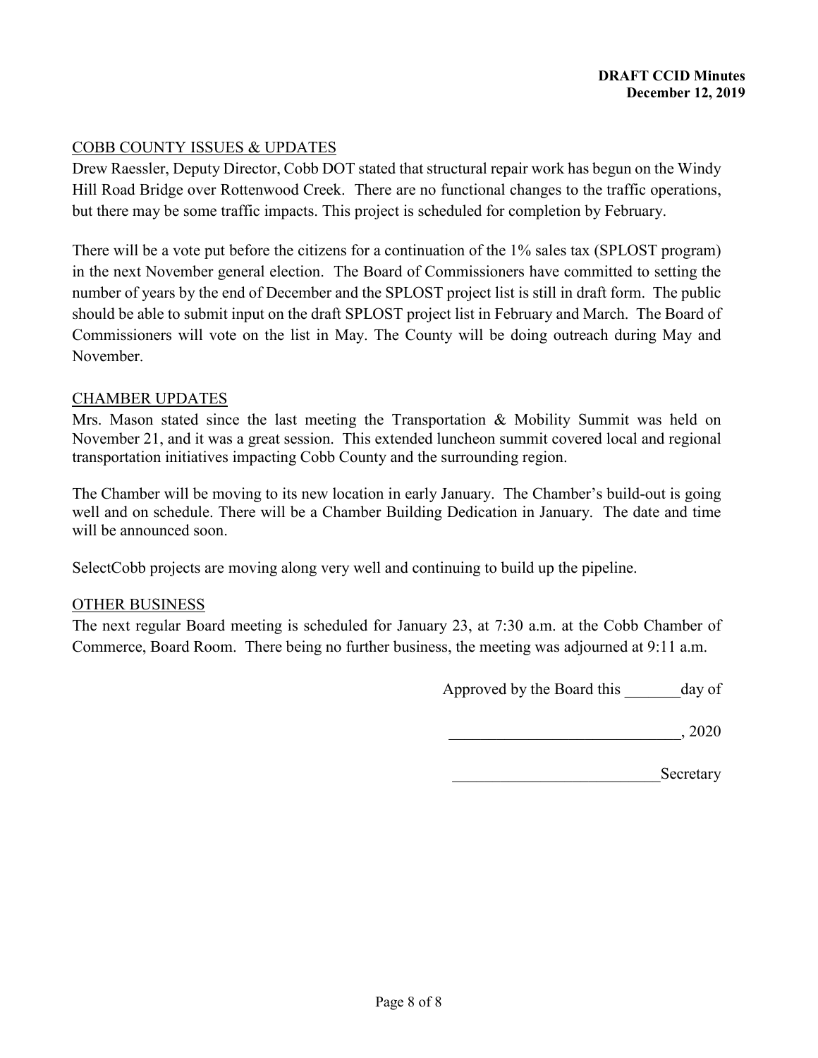COBB COUNTY ISSUES & UPDATES

Drew Raessler, Deputy Director, Cobb DOT stated that structural repair work has begun on the Windy Hill Road Bridge over Rottenwood Creek. There are no functional changes to the traffic operations, but there may be some traffic impacts. This project is scheduled for completion by February.

There will be a vote put before the citizens for a continuation of the 1% sales tax (SPLOST program) in the next November general election. The Board of Commissioners have committed to setting the number of years by the end of December and the SPLOST project list is still in draft form. The public should be able to submit input on the draft SPLOST project list in February and March. The Board of Commissioners will vote on the list in May. The County will be doing outreach during May and November.

CHAMBER UPDATES

Mrs. Mason stated since the last meeting the Transportation & Mobility Summit was held on November 21, and it was a great session. This extended luncheon summit covered local and regional transportation initiatives impacting Cobb County and the surrounding region.

The Chamber will be moving to its new location in early January. The Chamber's build-out is going well and on schedule. There will be a Chamber Building Dedication in January. The date and time will be announced soon.

SelectCobb projects are moving along very well and continuing to build up the pipeline.

OTHER BUSINESS

The next regular Board meeting is scheduled for January 23, at 7:30 a.m. at the Cobb Chamber of Commerce, Board Room. There being no further business, the meeting was adjourned at 9:11 a.m.

Approved by the Board this _______day of

____________________________, 2020

_________________________Secretary